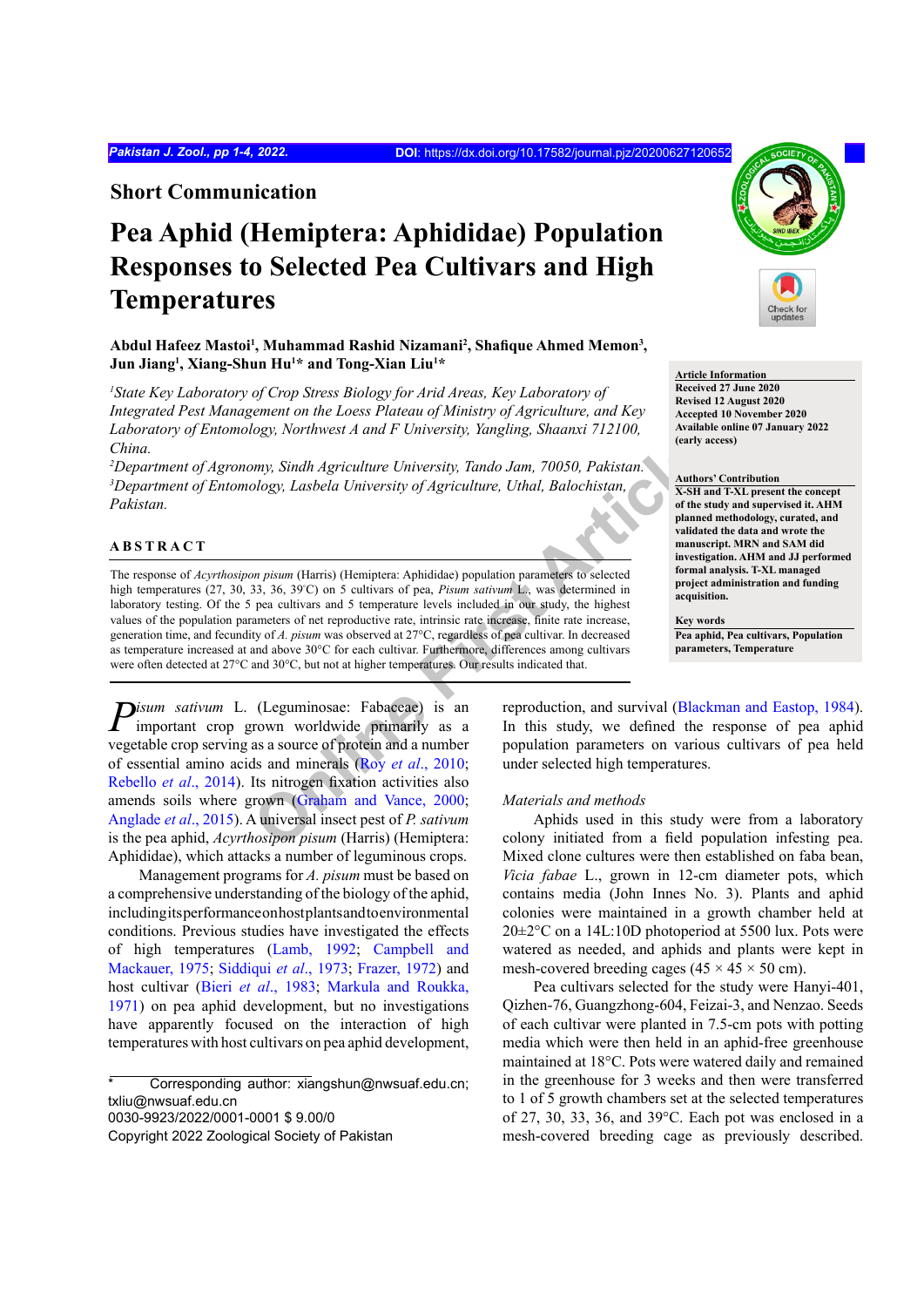## Short Communication

# Pea Aphid (Hemiptera: Aphididae) Population Responses to Selected Pea Cultivars and High Temperatures

**Abdul Hafeez Mastoi[1], Muhammad Rashid Nizamani[2], Shafique Ahmed Memon[3], Jun Jiang[1], Xiang-Shun Hu[1]* and Tong-Xian Liu[1]***

*[1]State Key Laboratory of Crop Stress Biology for Arid Areas, Key Laboratory of Integrated Pest Management on the Loess Plateau of Ministry of Agriculture, and Key Laboratory of Entomology, Northwest A and F University, Yangling, Shaanxi 712100, China.*
*[2]Department of Agronomy, Sindh Agriculture University, Tando Jam, 70050, Pakistan.*
*[3]Department of Entomology, Lasbela University of Agriculture, Uthal, Balochistan, Pakistan.*

**Article Information**
**Received 27 June 2020**
**Revised 12 August 2020**
**Accepted 10 November 2020**
**Available online 07 January 2022 (early access)**

**Authors' Contribution**
**X-SH and T-XL present the concept of the study and supervised it. AHM planned methodology, curated, and validated the data and wrote the manuscript. MRN and SAM did investigation. AHM and JJ performed formal analysis. T-XL managed project administration and funding acquisition.**

**Key words**
**Pea aphid, Pea cultivars, Population parameters, Temperature**

## ABSTRACT

The response of *Acyrthosipon pisum* (Harris) (Hemiptera: Aphididae) population parameters to selected high temperatures (27, 30, 33, 36, 39°C) on 5 cultivars of pea, *Pisum sativum* L., was determined in laboratory testing. Of the 5 pea cultivars and 5 temperature levels included in our study, the highest values of the population parameters of net reproductive rate, intrinsic rate increase, finite rate increase, generation time, and fecundity of *A. pisum* was observed at 27°C, regardless of pea cultivar. In decreased as temperature increased at and above 30°C for each cultivar. Furthermore, differences among cultivars were often detected at 27°C and 30°C, but not at higher temperatures. Our results indicated that.

*Pisum sativum* L. (Leguminosae: Fabaceae) is an important crop grown worldwide primarily as a vegetable crop serving as a source of protein and a number of essential amino acids and minerals (Roy *et al*., 2010; Rebello *et al*., 2014). Its nitrogen fixation activities also amends soils where grown (Graham and Vance, 2000; Anglade *et al*., 2015). A universal insect pest of *P. sativum* is the pea aphid, *Acyrthosipon pisum* (Harris) (Hemiptera: Aphididae), which attacks a number of leguminous crops.

Management programs for *A. pisum* must be based on a comprehensive understanding of the biology of the aphid, including its performance on host plants and to environmental conditions. Previous studies have investigated the effects of high temperatures (Lamb, 1992; Campbell and Mackauer, 1975; Siddiqui *et al*., 1973; Frazer, 1972) and host cultivar (Bieri *et al*., 1983; Markula and Roukka, 1971) on pea aphid development, but no investigations have apparently focused on the interaction of high temperatures with host cultivars on pea aphid development, reproduction, and survival (Blackman and Eastop, 1984). In this study, we defined the response of pea aphid population parameters on various cultivars of pea held under selected high temperatures.

### *Materials and methods*

Aphids used in this study were from a laboratory colony initiated from a field population infesting pea. Mixed clone cultures were then established on faba bean, *Vicia fabae* L., grown in 12-cm diameter pots, which contains media (John Innes No. 3). Plants and aphid colonies were maintained in a growth chamber held at 20±2°C on a 14L:10D photoperiod at 5500 lux. Pots were watered as needed, and aphids and plants were kept in mesh-covered breeding cages (45 × 45 × 50 cm).

Pea cultivars selected for the study were Hanyi-401, Qizhen-76, Guangzhong-604, Feizai-3, and Nenzao. Seeds of each cultivar were planted in 7.5-cm pots with potting media which were then held in an aphid-free greenhouse maintained at 18°C. Pots were watered daily and remained in the greenhouse for 3 weeks and then were transferred to 1 of 5 growth chambers set at the selected temperatures of 27, 30, 33, 36, and 39°C. Each pot was enclosed in a mesh-covered breeding cage as previously described.

---

\* Corresponding author: xiangshun@nwsuaf.edu.cn; txliu@nwsuaf.edu.cn
0030-9923/2022/0001-0001 $ 9.00/0
Copyright 2022 Zoological Society of Pakistan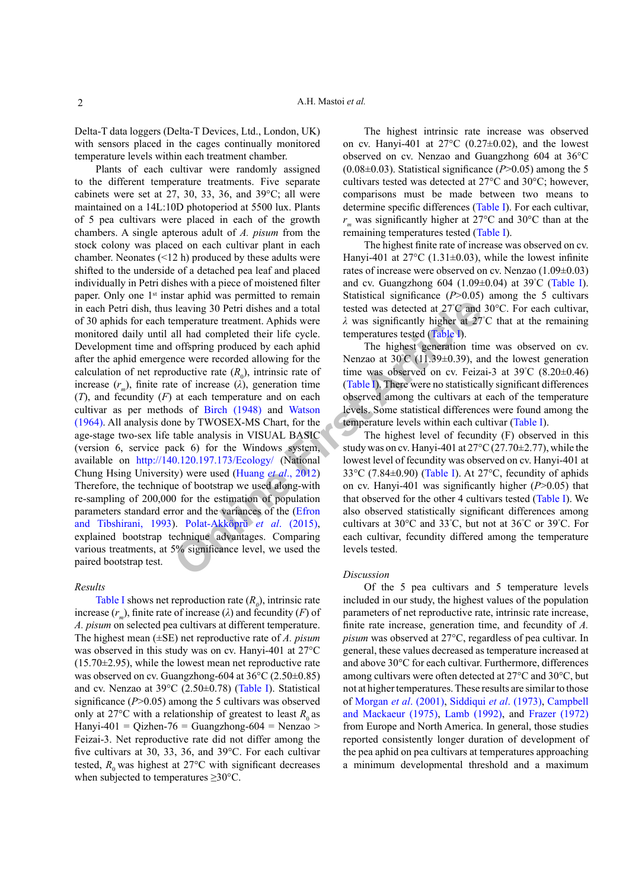Delta-T data loggers (Delta-T Devices, Ltd., London, UK) with sensors placed in the cages continually monitored temperature levels within each treatment chamber.

Plants of each cultivar were randomly assigned to the different temperature treatments. Five separate cabinets were set at 27, 30, 33, 36, and 39°C; all were maintained on a 14L:10D photoperiod at 5500 lux. Plants of 5 pea cultivars were placed in each of the growth chambers. A single apterous adult of *A. pisum* from the stock colony was placed on each cultivar plant in each chamber. Neonates (<12 h) produced by these adults were shifted to the underside of a detached pea leaf and placed individually in Petri dishes with a piece of moistened filter paper. Only one 1st instar aphid was permitted to remain in each Petri dish, thus leaving 30 Petri dishes and a total of 30 aphids for each temperature treatment. Aphids were monitored daily until all had completed their life cycle. Development time and offspring produced by each aphid after the aphid emergence were recorded allowing for the calculation of net reproductive rate ($R_0$), intrinsic rate of increase ($r_m$), finite rate of increase ($\lambda$), generation time ($T$), and fecundity ($F$) at each temperature and on each cultivar as per methods of Birch (1948) and Watson (1964). All analysis done by TWOSEX-MS Chart, for the age-stage two-sex life table analysis in VISUAL BASIC (version 6, service pack 6) for the Windows system, available on http://140.120.197.173/Ecology/ (National Chung Hsing University) were used (Huang *et al*., 2012) Therefore, the technique of bootstrap we used along-with re-sampling of 200,000 for the estimation of population parameters standard error and the variances of the (Efron and Tibshirani, 1993). Polat-Akköprü *et al*. (2015), explained bootstrap technique advantages. Comparing various treatments, at 5% significance level, we used the paired bootstrap test.

## *Results*

Table I shows net reproduction rate ($R_0$), intrinsic rate increase ($r_m$), finite rate of increase ($\lambda$) and fecundity ($F$) of *A. pisum* on selected pea cultivars at different temperature. The highest mean (±SE) net reproductive rate of *A. pisum* was observed in this study was on cv. Hanyi-401 at 27°C (15.70±2.95), while the lowest mean net reproductive rate was observed on cv. Guangzhong-604 at 36°C (2.50±0.85) and cv. Nenzao at 39°C (2.50±0.78) (Table I). Statistical significance ($P$>0.05) among the 5 cultivars was observed only at 27°C with a relationship of greatest to least $R_0$ as Hanyi-401 = Qizhen-76 = Guangzhong-604 = Nenzao > Feizai-3. Net reproductive rate did not differ among the five cultivars at 30, 33, 36, and 39°C. For each cultivar tested, $R_0$ was highest at 27°C with significant decreases when subjected to temperatures ≥30°C.

The highest intrinsic rate increase was observed on cv. Hanyi-401 at 27°C (0.27±0.02), and the lowest observed on cv. Nenzao and Guangzhong 604 at 36°C (0.08±0.03). Statistical significance ($P$>0.05) among the 5 cultivars tested was detected at 27°C and 30°C; however, comparisons must be made between two means to determine specific differences (Table I). For each cultivar, $r_m$ was significantly higher at 27°C and 30°C than at the remaining temperatures tested (Table I).

The highest finite rate of increase was observed on cv. Hanyi-401 at 27°C (1.31±0.03), while the lowest infinite rates of increase were observed on cv. Nenzao (1.09±0.03) and cv. Guangzhong 604 (1.09±0.04) at 39°C (Table I). Statistical significance ($P$>0.05) among the 5 cultivars tested was detected at 27°C and 30°C. For each cultivar, $\lambda$ was significantly higher at 27°C that at the remaining temperatures tested (Table I).

The highest generation time was observed on cv. Nenzao at 30°C (11.39±0.39), and the lowest generation time was observed on cv. Feizai-3 at 39°C (8.20±0.46) (Table I). There were no statistically significant differences observed among the cultivars at each of the temperature levels. Some statistical differences were found among the temperature levels within each cultivar (Table I).

The highest level of fecundity (F) observed in this study was on cv. Hanyi-401 at 27°C (27.70±2.77), while the lowest level of fecundity was observed on cv. Hanyi-401 at 33°C (7.84±0.90) (Table I). At 27°C, fecundity of aphids on cv. Hanyi-401 was significantly higher ($P$>0.05) that that observed for the other 4 cultivars tested (Table I). We also observed statistically significant differences among cultivars at 30°C and 33°C, but not at 36°C or 39°C. For each cultivar, fecundity differed among the temperature levels tested.

## *Discussion*

Of the 5 pea cultivars and 5 temperature levels included in our study, the highest values of the population parameters of net reproductive rate, intrinsic rate increase, finite rate increase, generation time, and fecundity of *A. pisum* was observed at 27°C, regardless of pea cultivar. In general, these values decreased as temperature increased at and above 30°C for each cultivar. Furthermore, differences among cultivars were often detected at 27°C and 30°C, but not at higher temperatures. These results are similar to those of Morgan *et al*. (2001), Siddiqui *et al*. (1973), Campbell and Mackaeur (1975), Lamb (1992), and Frazer (1972) from Europe and North America. In general, those studies reported consistently longer duration of development of the pea aphid on pea cultivars at temperatures approaching a minimum developmental threshold and a maximum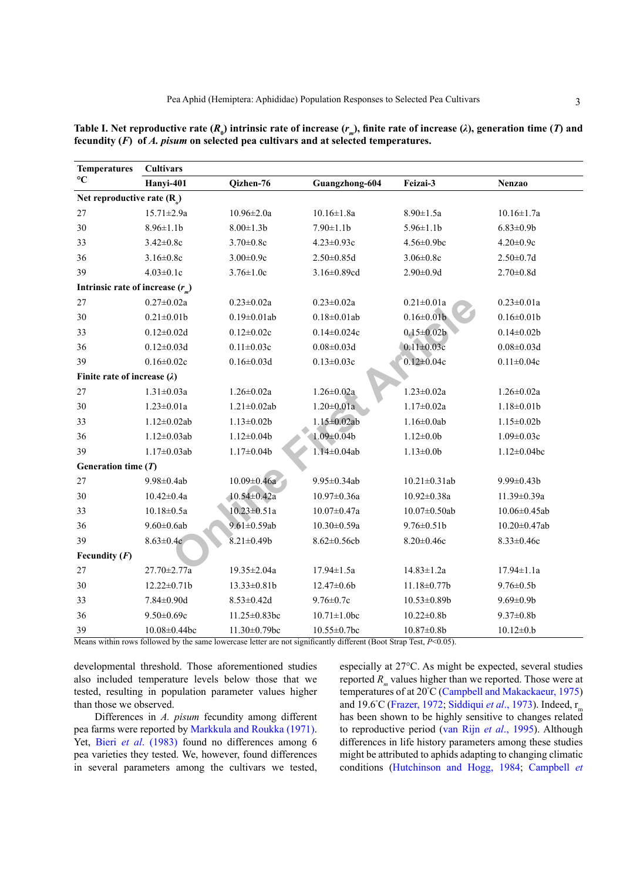**Table I. Net reproductive rate ($R_0$) intrinsic rate of increase ($r_m$), finite rate of increase ($\lambda$), generation time ($T$) and fecundity ($F$) of *A. pisum* on selected pea cultivars and at selected temperatures.**

| Temperatures °C | Cultivars | | | | |
|---|---|---|---|---|---|
| | Hanyi-401 | Qizhen-76 | Guangzhong-604 | Feizai-3 | Nenzao |
| **Net reproductive rate ($R_0$)** | | | | | |
| 27 | 15.71±2.9a | 10.96±2.0a | 10.16±1.8a | 8.90±1.5a | 10.16±1.7a |
| 30 | 8.96±1.1b | 8.00±1.3b | 7.90±1.1b | 5.96±1.1b | 6.83±0.9b |
| 33 | 3.42±0.8c | 3.70±0.8c | 4.23±0.93c | 4.56±0.9bc | 4.20±0.9c |
| 36 | 3.16±0.8c | 3.00±0.9c | 2.50±0.85d | 3.06±0.8c | 2.50±0.7d |
| 39 | 4.03±0.1c | 3.76±1.0c | 3.16±0.89cd | 2.90±0.9d | 2.70±0.8d |
| **Intrinsic rate of increase ($r_m$)** | | | | | |
| 27 | 0.27±0.02a | 0.23±0.02a | 0.23±0.02a | 0.21±0.01a | 0.23±0.01a |
| 30 | 0.21±0.01b | 0.19±0.01ab | 0.18±0.01ab | 0.16±0.01b | 0.16±0.01b |
| 33 | 0.12±0.02d | 0.12±0.02c | 0.14±0.024c | 0.15±0.02b | 0.14±0.02b |
| 36 | 0.12±0.03d | 0.11±0.03c | 0.08±0.03d | 0.11±0.03c | 0.08±0.03d |
| 39 | 0.16±0.02c | 0.16±0.03d | 0.13±0.03c | 0.12±0.04c | 0.11±0.04c |
| **Finite rate of increase ($\lambda$)** | | | | | |
| 27 | 1.31±0.03a | 1.26±0.02a | 1.26±0.02a | 1.23±0.02a | 1.26±0.02a |
| 30 | 1.23±0.01a | 1.21±0.02ab | 1.20±0.01a | 1.17±0.02a | 1.18±0.01b |
| 33 | 1.12±0.02ab | 1.13±0.02b | 1.15±0.02ab | 1.16±0.0ab | 1.15±0.02b |
| 36 | 1.12±0.03ab | 1.12±0.04b | 1.09±0.04b | 1.12±0.0b | 1.09±0.03c |
| 39 | 1.17±0.03ab | 1.17±0.04b | 1.14±0.04ab | 1.13±0.0b | 1.12±0.04bc |
| **Generation time ($T$)** | | | | | |
| 27 | 9.98±0.4ab | 10.09±0.46a | 9.95±0.34ab | 10.21±0.31ab | 9.99±0.43b |
| 30 | 10.42±0.4a | 10.54±0.42a | 10.97±0.36a | 10.92±0.38a | 11.39±0.39a |
| 33 | 10.18±0.5a | 10.23±0.51a | 10.07±0.47a | 10.07±0.50ab | 10.06±0.45ab |
| 36 | 9.60±0.6ab | 9.61±0.59ab | 10.30±0.59a | 9.76±0.51b | 10.20±0.47ab |
| 39 | 8.63±0.4c | 8.21±0.49b | 8.62±0.56cb | 8.20±0.46c | 8.33±0.46c |
| **Fecundity ($F$)** | | | | | |
| 27 | 27.70±2.77a | 19.35±2.04a | 17.94±1.5a | 14.83±1.2a | 17.94±1.1a |
| 30 | 12.22±0.71b | 13.33±0.81b | 12.47±0.6b | 11.18±0.77b | 9.76±0.5b |
| 33 | 7.84±0.90d | 8.53±0.42d | 9.76±0.7c | 10.53±0.89b | 9.69±0.9b |
| 36 | 9.50±0.69c | 11.25±0.83bc | 10.71±1.0bc | 10.22±0.8b | 9.37±0.8b |
| 39 | 10.08±0.44bc | 11.30±0.79bc | 10.55±0.7bc | 10.87±0.8b | 10.12±0.b |

Means within rows followed by the same lowercase letter are not significantly different (Boot Strap Test, $P<0.05$).

developmental threshold. Those aforementioned studies also included temperature levels below those that we tested, resulting in population parameter values higher than those we observed.

Differences in *A. pisum* fecundity among different pea farms were reported by Markkula and Roukka (1971). Yet, Bieri *et al*. (1983) found no differences among 6 pea varieties they tested. We, however, found differences in several parameters among the cultivars we tested, especially at 27°C. As might be expected, several studies reported $R_m$ values higher than we reported. Those were at temperatures of at 20°C (Campbell and Makackaeur, 1975) and 19.6°C (Frazer, 1972; Siddiqui *et al*., 1973). Indeed, $r_m$ has been shown to be highly sensitive to changes related to reproductive period (van Rijn *et al*., 1995). Although differences in life history parameters among these studies might be attributed to aphids adapting to changing climatic conditions (Hutchinson and Hogg, 1984; Campbell *et*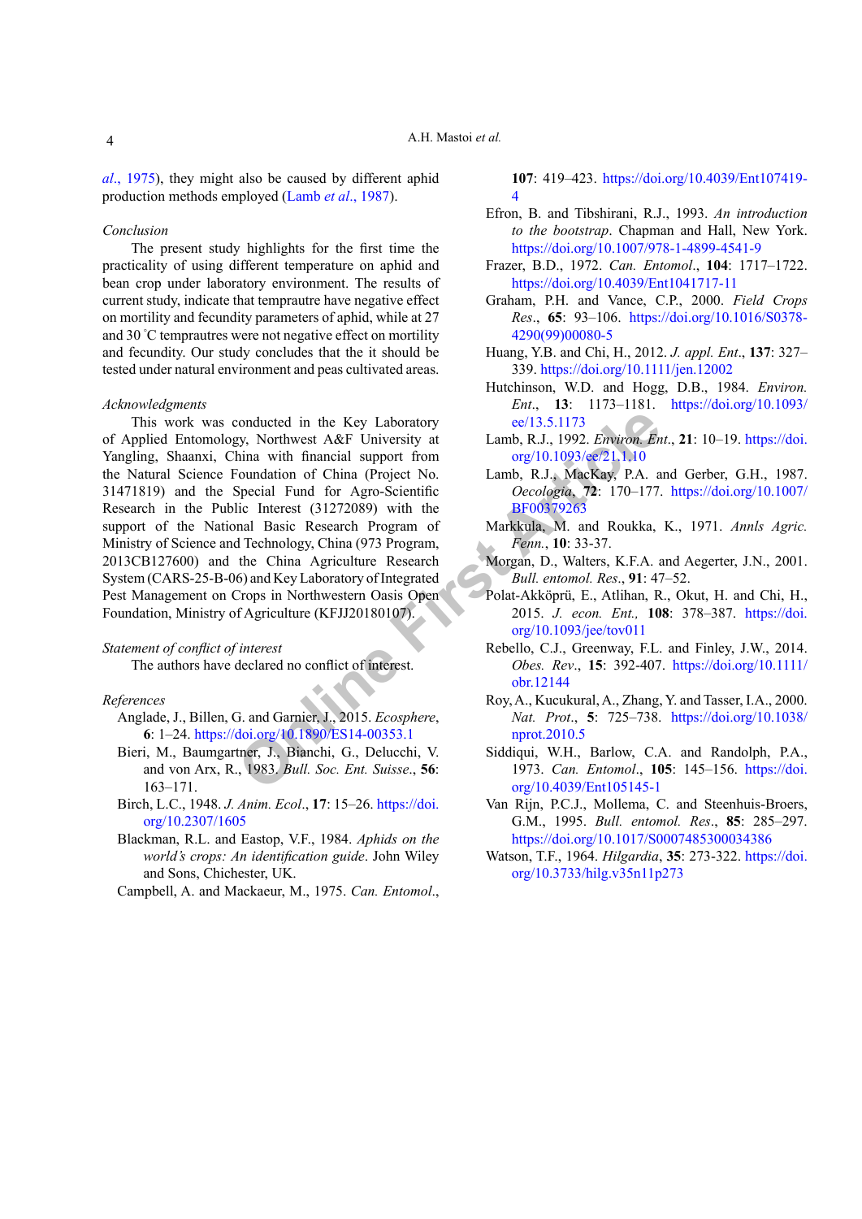*al*., 1975), they might also be caused by different aphid production methods employed (Lamb *et al*., 1987).

### Conclusion

The present study highlights for the first time the practicality of using different temperature on aphid and bean crop under laboratory environment. The results of current study, indicate that temprautre have negative effect on mortility and fecundity parameters of aphid, while at 27 and 30 °C temprautres were not negative effect on mortility and fecundity. Our study concludes that the it should be tested under natural environment and peas cultivated areas.

### Acknowledgments

This work was conducted in the Key Laboratory of Applied Entomology, Northwest A&F University at Yangling, Shaanxi, China with financial support from the Natural Science Foundation of China (Project No. 31471819) and the Special Fund for Agro-Scientific Research in the Public Interest (31272089) with the support of the National Basic Research Program of Ministry of Science and Technology, China (973 Program, 2013CB127600) and the China Agriculture Research System (CARS-25-B-06) and Key Laboratory of Integrated Pest Management on Crops in Northwestern Oasis Open Foundation, Ministry of Agriculture (KFJJ20180107).

### Statement of conflict of interest

The authors have declared no conflict of interest.

### References

Anglade, J., Billen, G. and Garnier, J., 2015. *Ecosphere*, **6**: 1–24. https://doi.org/10.1890/ES14-00353.1

Bieri, M., Baumgartner, J., Bianchi, G., Delucchi, V. and von Arx, R., 1983. *Bull. Soc. Ent. Suisse*, **56**: 163–171.

Birch, L.C., 1948. *J. Anim. Ecol*., **17**: 15–26. https://doi.org/10.2307/1605

Blackman, R.L. and Eastop, V.F., 1984. *Aphids on the world's crops: An identification guide*. John Wiley and Sons, Chichester, UK.

Campbell, A. and Mackaeur, M., 1975. *Can. Entomol*., **107**: 419–423. https://doi.org/10.4039/Ent107419-4

Efron, B. and Tibshirani, R.J., 1993. *An introduction to the bootstrap*. Chapman and Hall, New York. https://doi.org/10.1007/978-1-4899-4541-9

Frazer, B.D., 1972. *Can. Entomol*., **104**: 1717–1722. https://doi.org/10.4039/Ent1041717-11

Graham, P.H. and Vance, C.P., 2000. *Field Crops Res*., **65**: 93–106. https://doi.org/10.1016/S0378-4290(99)00080-5

Huang, Y.B. and Chi, H., 2012. *J. appl. Ent*., **137**: 327–339. https://doi.org/10.1111/jen.12002

Hutchinson, W.D. and Hogg, D.B., 1984. *Environ. Ent*., **13**: 1173–1181. https://doi.org/10.1093/ee/13.5.1173

Lamb, R.J., 1992. *Environ. Ent*., **21**: 10–19. https://doi.org/10.1093/ee/21.1.10

Lamb, R.J., MacKay, P.A. and Gerber, G.H., 1987. *Oecologia*, **72**: 170–177. https://doi.org/10.1007/BF00379263

Markkula, M. and Roukka, K., 1971. *Annls Agric. Fenn.*, **10**: 33-37.

Morgan, D., Walters, K.F.A. and Aegerter, J.N., 2001. *Bull. entomol. Res*., **91**: 47–52.

Polat-Akköprü, E., Atlihan, R., Okut, H. and Chi, H., 2015. *J. econ. Ent.*, **108**: 378–387. https://doi.org/10.1093/jee/tov011

Rebello, C.J., Greenway, F.L. and Finley, J.W., 2014. *Obes. Rev*., **15**: 392-407. https://doi.org/10.1111/obr.12144

Roy, A., Kucukural, A., Zhang, Y. and Tasser, I.A., 2000. *Nat. Prot*., **5**: 725–738. https://doi.org/10.1038/nprot.2010.5

Siddiqui, W.H., Barlow, C.A. and Randolph, P.A., 1973. *Can. Entomol*., **105**: 145–156. https://doi.org/10.4039/Ent105145-1

Van Rijn, P.C.J., Mollema, C. and Steenhuis-Broers, G.M., 1995. *Bull. entomol. Res*., **85**: 285–297. https://doi.org/10.1017/S0007485300034386

Watson, T.F., 1964. *Hilgardia*, **35**: 273-322. https://doi.org/10.3733/hilg.v35n11p273